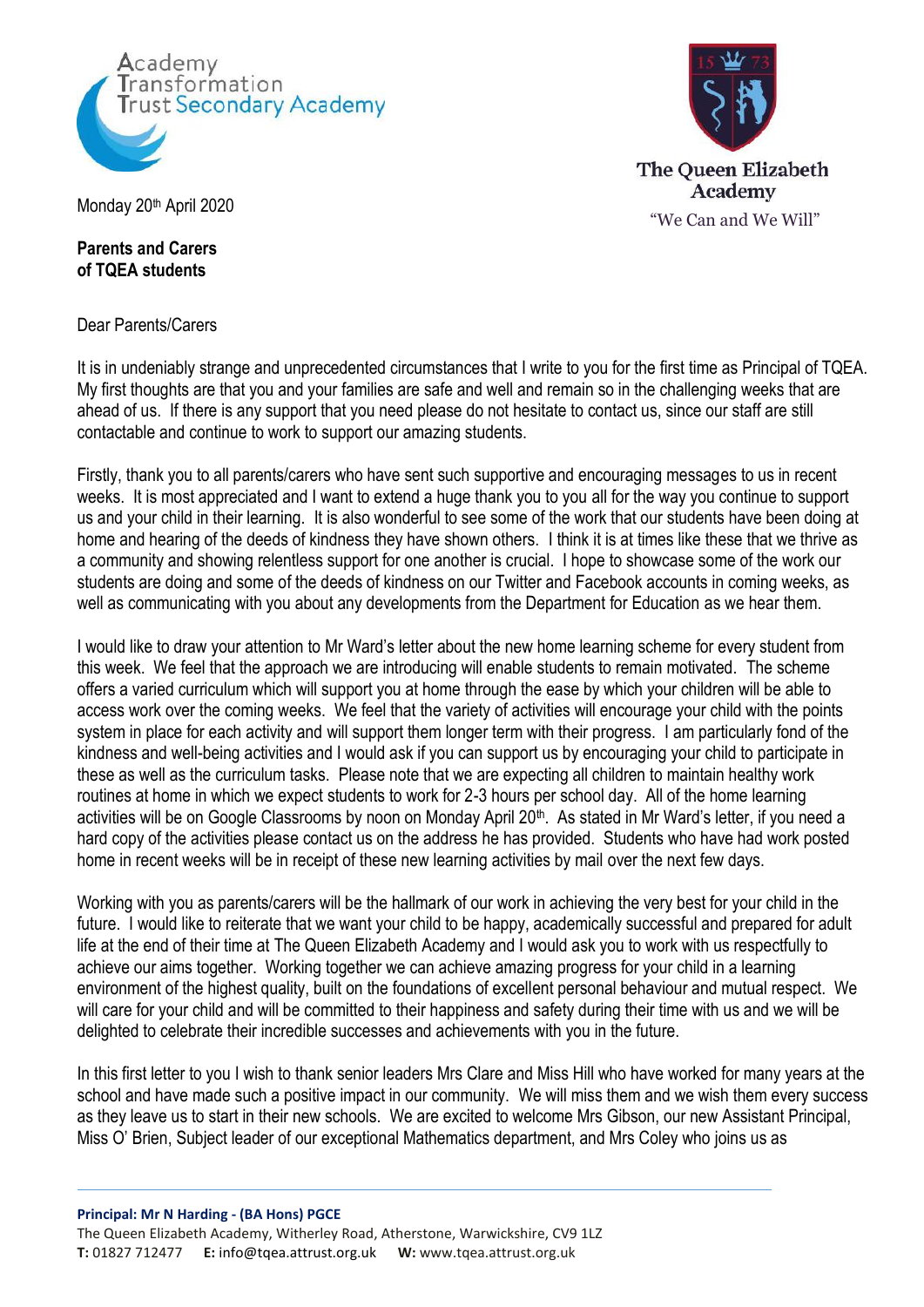Academy Transformation Trust Secondary Academy

The Queen Elizabeth Academy
"We Can and We Will"

Monday 20th April 2020

**Parents and Carers**
**of TQEA students**

Dear Parents/Carers

It is in undeniably strange and unprecedented circumstances that I write to you for the first time as Principal of TQEA. My first thoughts are that you and your families are safe and well and remain so in the challenging weeks that are ahead of us. If there is any support that you need please do not hesitate to contact us, since our staff are still contactable and continue to work to support our amazing students.

Firstly, thank you to all parents/carers who have sent such supportive and encouraging messages to us in recent weeks. It is most appreciated and I want to extend a huge thank you to you all for the way you continue to support us and your child in their learning. It is also wonderful to see some of the work that our students have been doing at home and hearing of the deeds of kindness they have shown others. I think it is at times like these that we thrive as a community and showing relentless support for one another is crucial. I hope to showcase some of the work our students are doing and some of the deeds of kindness on our Twitter and Facebook accounts in coming weeks, as well as communicating with you about any developments from the Department for Education as we hear them.

I would like to draw your attention to Mr Ward's letter about the new home learning scheme for every student from this week. We feel that the approach we are introducing will enable students to remain motivated. The scheme offers a varied curriculum which will support you at home through the ease by which your children will be able to access work over the coming weeks. We feel that the variety of activities will encourage your child with the points system in place for each activity and will support them longer term with their progress. I am particularly fond of the kindness and well-being activities and I would ask if you can support us by encouraging your child to participate in these as well as the curriculum tasks. Please note that we are expecting all children to maintain healthy work routines at home in which we expect students to work for 2-3 hours per school day. All of the home learning activities will be on Google Classrooms by noon on Monday April 20th. As stated in Mr Ward's letter, if you need a hard copy of the activities please contact us on the address he has provided. Students who have had work posted home in recent weeks will be in receipt of these new learning activities by mail over the next few days.

Working with you as parents/carers will be the hallmark of our work in achieving the very best for your child in the future. I would like to reiterate that we want your child to be happy, academically successful and prepared for adult life at the end of their time at The Queen Elizabeth Academy and I would ask you to work with us respectfully to achieve our aims together. Working together we can achieve amazing progress for your child in a learning environment of the highest quality, built on the foundations of excellent personal behaviour and mutual respect. We will care for your child and will be committed to their happiness and safety during their time with us and we will be delighted to celebrate their incredible successes and achievements with you in the future.

In this first letter to you I wish to thank senior leaders Mrs Clare and Miss Hill who have worked for many years at the school and have made such a positive impact in our community. We will miss them and we wish them every success as they leave us to start in their new schools. We are excited to welcome Mrs Gibson, our new Assistant Principal, Miss O' Brien, Subject leader of our exceptional Mathematics department, and Mrs Coley who joins us as

**Principal: Mr N Harding - (BA Hons) PGCE**
The Queen Elizabeth Academy, Witherley Road, Atherstone, Warwickshire, CV9 1LZ
**T:** 01827 712477 **E:** info@tqea.attrust.org.uk **W:** www.tqea.attrust.org.uk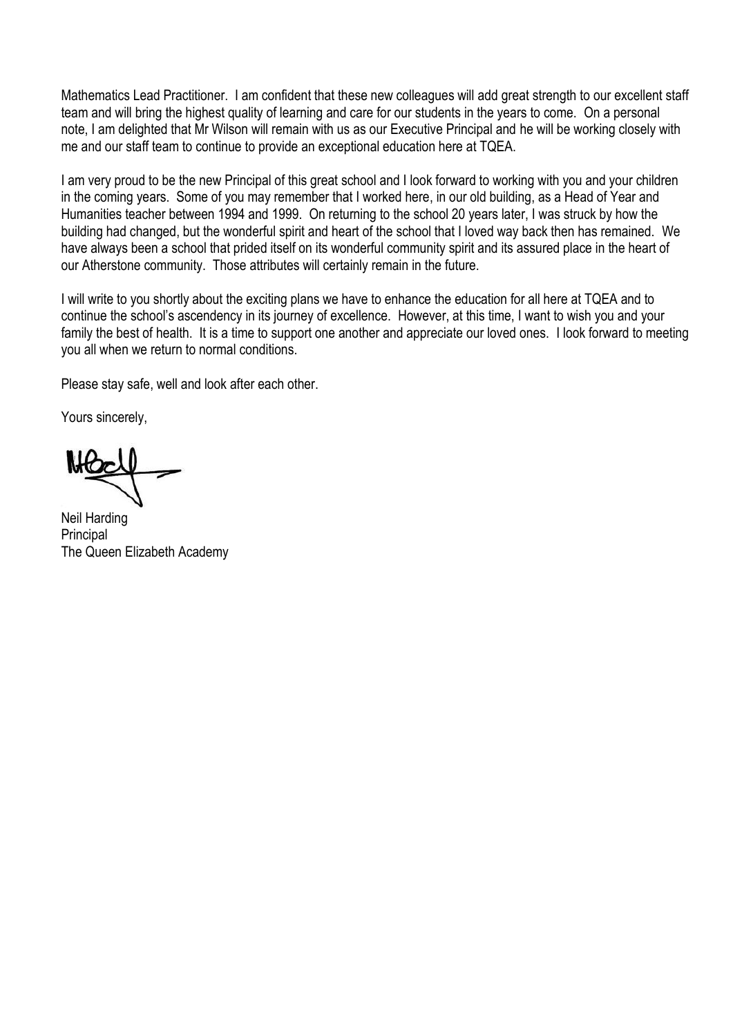Mathematics Lead Practitioner. I am confident that these new colleagues will add great strength to our excellent staff team and will bring the highest quality of learning and care for our students in the years to come. On a personal note, I am delighted that Mr Wilson will remain with us as our Executive Principal and he will be working closely with me and our staff team to continue to provide an exceptional education here at TQEA.

I am very proud to be the new Principal of this great school and I look forward to working with you and your children in the coming years. Some of you may remember that I worked here, in our old building, as a Head of Year and Humanities teacher between 1994 and 1999. On returning to the school 20 years later, I was struck by how the building had changed, but the wonderful spirit and heart of the school that I loved way back then has remained. We have always been a school that prided itself on its wonderful community spirit and its assured place in the heart of our Atherstone community. Those attributes will certainly remain in the future.

I will write to you shortly about the exciting plans we have to enhance the education for all here at TQEA and to continue the school's ascendency in its journey of excellence. However, at this time, I want to wish you and your family the best of health. It is a time to support one another and appreciate our loved ones. I look forward to meeting you all when we return to normal conditions.

Please stay safe, well and look after each other.

Yours sincerely,

Neil Harding
Principal
The Queen Elizabeth Academy